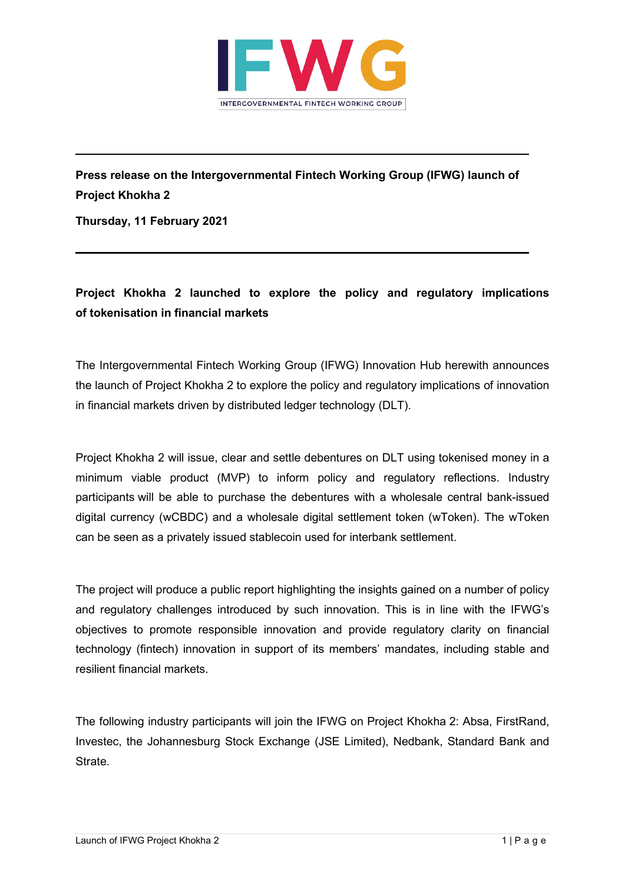**Press release on the Intergovernmental Fintech Working Group (IFWG) launch of Project Khokha 2**

**Thursday, 11 February 2021**

## Project Khokha 2 launched to explore the policy and regulatory implications of tokenisation in financial markets

The Intergovernmental Fintech Working Group (IFWG) Innovation Hub herewith announces the launch of Project Khokha 2 to explore the policy and regulatory implications of innovation in financial markets driven by distributed ledger technology (DLT).

Project Khokha 2 will issue, clear and settle debentures on DLT using tokenised money in a minimum viable product (MVP) to inform policy and regulatory reflections. Industry participants will be able to purchase the debentures with a wholesale central bank-issued digital currency (wCBDC) and a wholesale digital settlement token (wToken). The wToken can be seen as a privately issued stablecoin used for interbank settlement.

The project will produce a public report highlighting the insights gained on a number of policy and regulatory challenges introduced by such innovation. This is in line with the IFWG's objectives to promote responsible innovation and provide regulatory clarity on financial technology (fintech) innovation in support of its members' mandates, including stable and resilient financial markets.

The following industry participants will join the IFWG on Project Khokha 2: Absa, FirstRand, Investec, the Johannesburg Stock Exchange (JSE Limited), Nedbank, Standard Bank and Strate.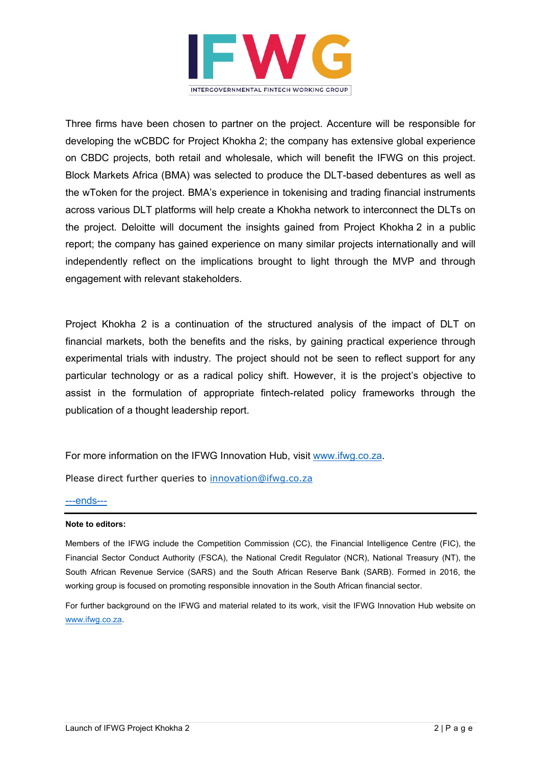Three firms have been chosen to partner on the project. Accenture will be responsible for developing the wCBDC for Project Khokha 2; the company has extensive global experience on CBDC projects, both retail and wholesale, which will benefit the IFWG on this project. Block Markets Africa (BMA) was selected to produce the DLT-based debentures as well as the wToken for the project. BMA's experience in tokenising and trading financial instruments across various DLT platforms will help create a Khokha network to interconnect the DLTs on the project. Deloitte will document the insights gained from Project Khokha 2 in a public report; the company has gained experience on many similar projects internationally and will independently reflect on the implications brought to light through the MVP and through engagement with relevant stakeholders.

Project Khokha 2 is a continuation of the structured analysis of the impact of DLT on financial markets, both the benefits and the risks, by gaining practical experience through experimental trials with industry. The project should not be seen to reflect support for any particular technology or as a radical policy shift. However, it is the project's objective to assist in the formulation of appropriate fintech-related policy frameworks through the publication of a thought leadership report.

For more information on the IFWG Innovation Hub, visit www.ifwg.co.za.

Please direct further queries to innovation@ifwg.co.za

---ends---

---

**Note to editors:**

Members of the IFWG include the Competition Commission (CC), the Financial Intelligence Centre (FIC), the Financial Sector Conduct Authority (FSCA), the National Credit Regulator (NCR), National Treasury (NT), the South African Revenue Service (SARS) and the South African Reserve Bank (SARB). Formed in 2016, the working group is focused on promoting responsible innovation in the South African financial sector.

For further background on the IFWG and material related to its work, visit the IFWG Innovation Hub website on www.ifwg.co.za.